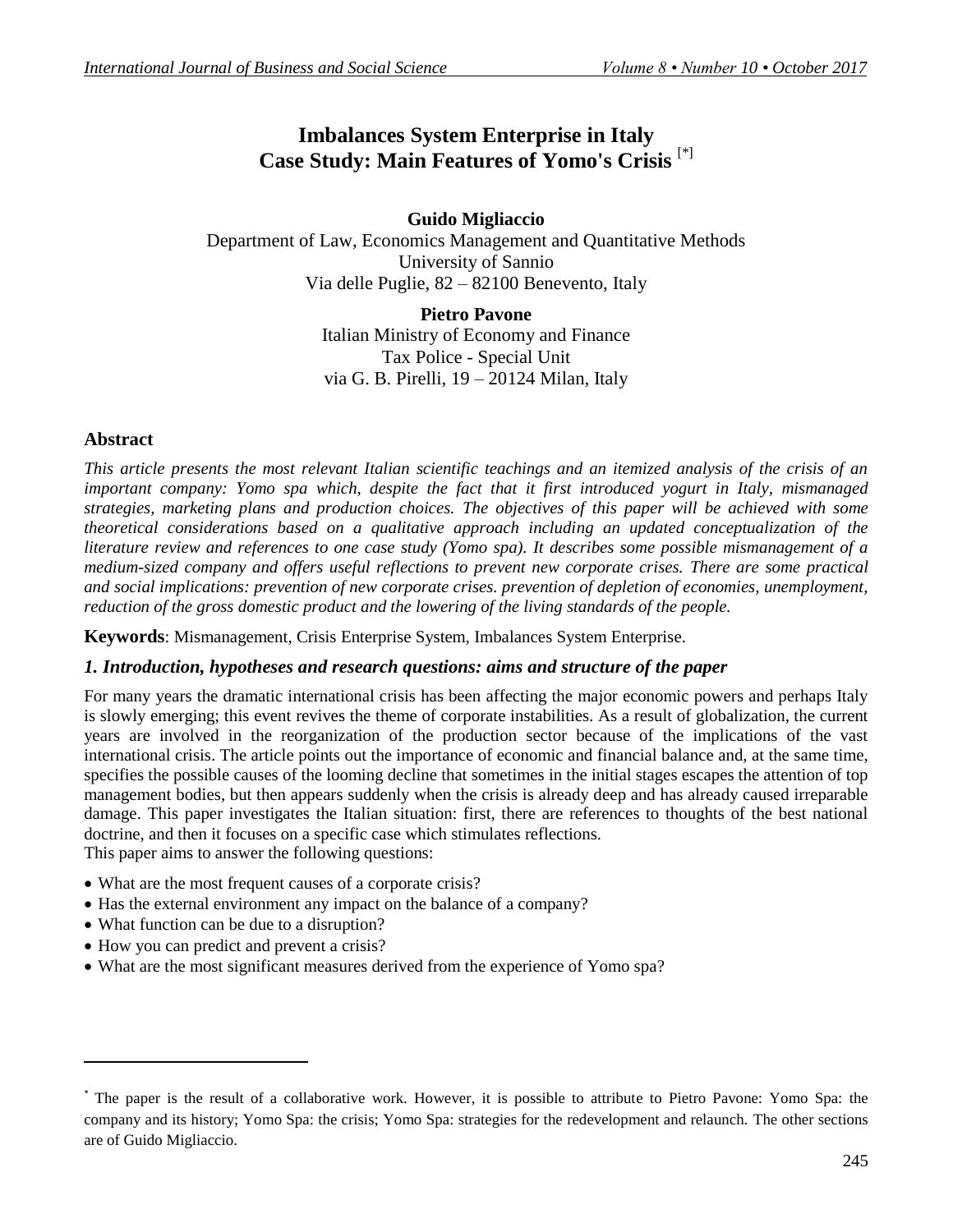# Imbalances System Enterprise in Italy
# Case Study: Main Features of Yomo's Crisis [*]

**Guido Migliaccio**
Department of Law, Economics Management and Quantitative Methods
University of Sannio
Via delle Puglie, 82 – 82100 Benevento, Italy

**Pietro Pavone**
Italian Ministry of Economy and Finance
Tax Police - Special Unit
via G. B. Pirelli, 19 – 20124 Milan, Italy

## Abstract

*This article presents the most relevant Italian scientific teachings and an itemized analysis of the crisis of an important company: Yomo spa which, despite the fact that it first introduced yogurt in Italy, mismanaged strategies, marketing plans and production choices. The objectives of this paper will be achieved with some theoretical considerations based on a qualitative approach including an updated conceptualization of the literature review and references to one case study (Yomo spa). It describes some possible mismanagement of a medium-sized company and offers useful reflections to prevent new corporate crises. There are some practical and social implications: prevention of new corporate crises. prevention of depletion of economies, unemployment, reduction of the gross domestic product and the lowering of the living standards of the people.*

**Keywords**: Mismanagement, Crisis Enterprise System, Imbalances System Enterprise.

## *1. Introduction, hypotheses and research questions: aims and structure of the paper*

For many years the dramatic international crisis has been affecting the major economic powers and perhaps Italy is slowly emerging; this event revives the theme of corporate instabilities. As a result of globalization, the current years are involved in the reorganization of the production sector because of the implications of the vast international crisis. The article points out the importance of economic and financial balance and, at the same time, specifies the possible causes of the looming decline that sometimes in the initial stages escapes the attention of top management bodies, but then appears suddenly when the crisis is already deep and has already caused irreparable damage. This paper investigates the Italian situation: first, there are references to thoughts of the best national doctrine, and then it focuses on a specific case which stimulates reflections.
This paper aims to answer the following questions:

- What are the most frequent causes of a corporate crisis?
- Has the external environment any impact on the balance of a company?
- What function can be due to a disruption?
- How you can predict and prevent a crisis?
- What are the most significant measures derived from the experience of Yomo spa?

---

[*] The paper is the result of a collaborative work. However, it is possible to attribute to Pietro Pavone: Yomo Spa: the company and its history; Yomo Spa: the crisis; Yomo Spa: strategies for the redevelopment and relaunch. The other sections are of Guido Migliaccio.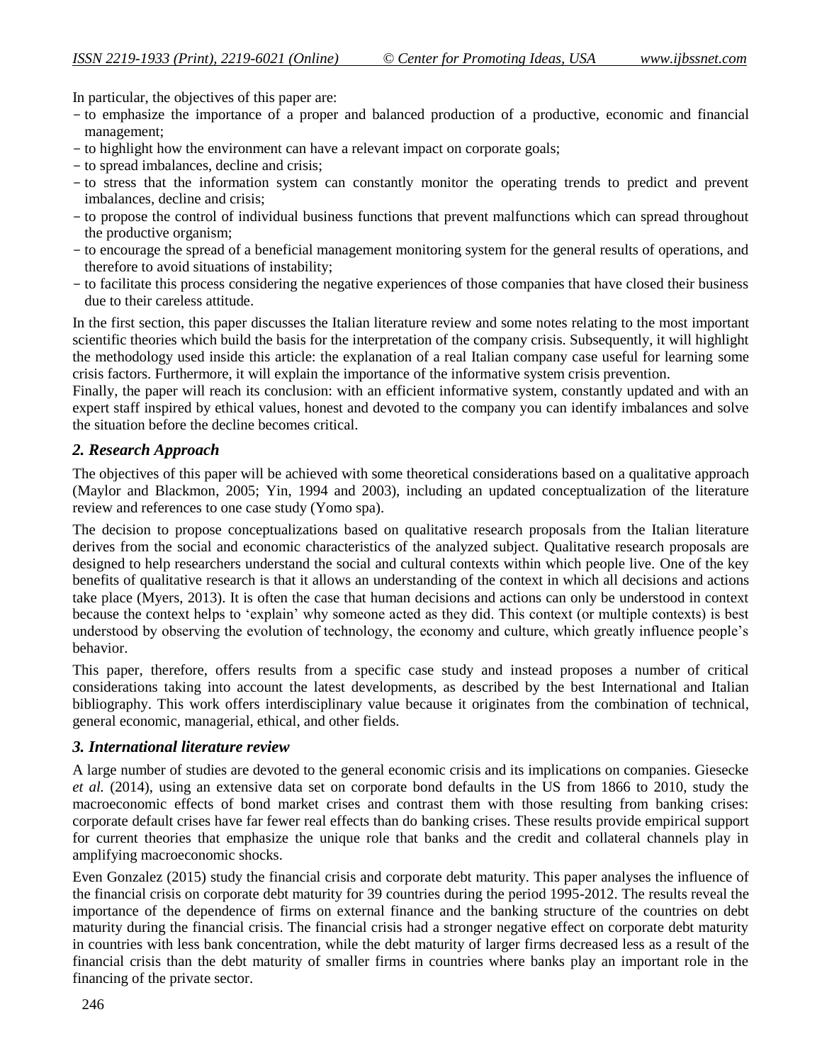In particular, the objectives of this paper are:

- to emphasize the importance of a proper and balanced production of a productive, economic and financial management;
- to highlight how the environment can have a relevant impact on corporate goals;
- to spread imbalances, decline and crisis;
- to stress that the information system can constantly monitor the operating trends to predict and prevent imbalances, decline and crisis;
- to propose the control of individual business functions that prevent malfunctions which can spread throughout the productive organism;
- to encourage the spread of a beneficial management monitoring system for the general results of operations, and therefore to avoid situations of instability;
- to facilitate this process considering the negative experiences of those companies that have closed their business due to their careless attitude.

In the first section, this paper discusses the Italian literature review and some notes relating to the most important scientific theories which build the basis for the interpretation of the company crisis. Subsequently, it will highlight the methodology used inside this article: the explanation of a real Italian company case useful for learning some crisis factors. Furthermore, it will explain the importance of the informative system crisis prevention.

Finally, the paper will reach its conclusion: with an efficient informative system, constantly updated and with an expert staff inspired by ethical values, honest and devoted to the company you can identify imbalances and solve the situation before the decline becomes critical.

## *2. Research Approach*

The objectives of this paper will be achieved with some theoretical considerations based on a qualitative approach (Maylor and Blackmon, 2005; Yin, 1994 and 2003), including an updated conceptualization of the literature review and references to one case study (Yomo spa).

The decision to propose conceptualizations based on qualitative research proposals from the Italian literature derives from the social and economic characteristics of the analyzed subject. Qualitative research proposals are designed to help researchers understand the social and cultural contexts within which people live. One of the key benefits of qualitative research is that it allows an understanding of the context in which all decisions and actions take place (Myers, 2013). It is often the case that human decisions and actions can only be understood in context because the context helps to 'explain' why someone acted as they did. This context (or multiple contexts) is best understood by observing the evolution of technology, the economy and culture, which greatly influence people's behavior.

This paper, therefore, offers results from a specific case study and instead proposes a number of critical considerations taking into account the latest developments, as described by the best International and Italian bibliography. This work offers interdisciplinary value because it originates from the combination of technical, general economic, managerial, ethical, and other fields.

## *3. International literature review*

A large number of studies are devoted to the general economic crisis and its implications on companies. Giesecke *et al.* (2014), using an extensive data set on corporate bond defaults in the US from 1866 to 2010, study the macroeconomic effects of bond market crises and contrast them with those resulting from banking crises: corporate default crises have far fewer real effects than do banking crises. These results provide empirical support for current theories that emphasize the unique role that banks and the credit and collateral channels play in amplifying macroeconomic shocks.

Even Gonzalez (2015) study the financial crisis and corporate debt maturity. This paper analyses the influence of the financial crisis on corporate debt maturity for 39 countries during the period 1995-2012. The results reveal the importance of the dependence of firms on external finance and the banking structure of the countries on debt maturity during the financial crisis. The financial crisis had a stronger negative effect on corporate debt maturity in countries with less bank concentration, while the debt maturity of larger firms decreased less as a result of the financial crisis than the debt maturity of smaller firms in countries where banks play an important role in the financing of the private sector.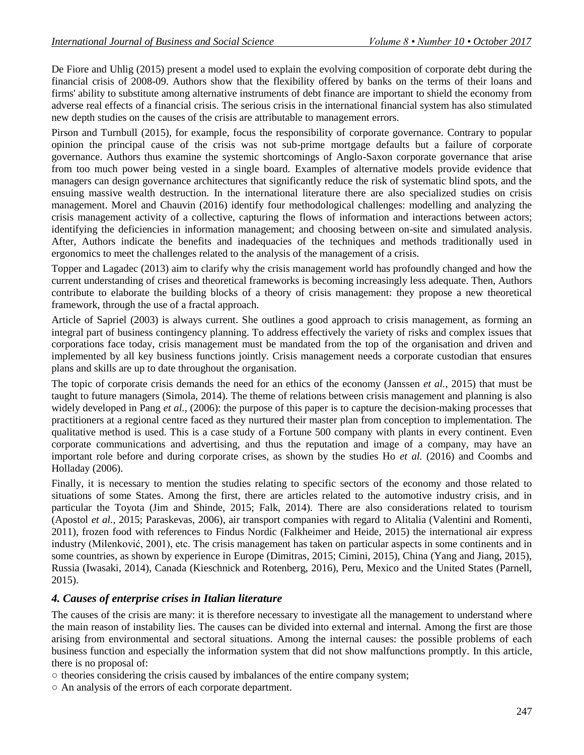De Fiore and Uhlig (2015) present a model used to explain the evolving composition of corporate debt during the financial crisis of 2008-09. Authors show that the flexibility offered by banks on the terms of their loans and firms' ability to substitute among alternative instruments of debt finance are important to shield the economy from adverse real effects of a financial crisis. The serious crisis in the international financial system has also stimulated new depth studies on the causes of the crisis are attributable to management errors.

Pirson and Turnbull (2015), for example, focus the responsibility of corporate governance. Contrary to popular opinion the principal cause of the crisis was not sub-prime mortgage defaults but a failure of corporate governance. Authors thus examine the systemic shortcomings of Anglo-Saxon corporate governance that arise from too much power being vested in a single board. Examples of alternative models provide evidence that managers can design governance architectures that significantly reduce the risk of systematic blind spots, and the ensuing massive wealth destruction. In the international literature there are also specialized studies on crisis management. Morel and Chauvin (2016) identify four methodological challenges: modelling and analyzing the crisis management activity of a collective, capturing the flows of information and interactions between actors; identifying the deficiencies in information management; and choosing between on-site and simulated analysis. After, Authors indicate the benefits and inadequacies of the techniques and methods traditionally used in ergonomics to meet the challenges related to the analysis of the management of a crisis.

Topper and Lagadec (2013) aim to clarify why the crisis management world has profoundly changed and how the current understanding of crises and theoretical frameworks is becoming increasingly less adequate. Then, Authors contribute to elaborate the building blocks of a theory of crisis management: they propose a new theoretical framework, through the use of a fractal approach.

Article of Sapriel (2003) is always current. She outlines a good approach to crisis management, as forming an integral part of business contingency planning. To address effectively the variety of risks and complex issues that corporations face today, crisis management must be mandated from the top of the organisation and driven and implemented by all key business functions jointly. Crisis management needs a corporate custodian that ensures plans and skills are up to date throughout the organisation.

The topic of corporate crisis demands the need for an ethics of the economy (Janssen *et al.*, 2015) that must be taught to future managers (Simola, 2014). The theme of relations between crisis management and planning is also widely developed in Pang *et al.*, (2006): the purpose of this paper is to capture the decision-making processes that practitioners at a regional centre faced as they nurtured their master plan from conception to implementation. The qualitative method is used. This is a case study of a Fortune 500 company with plants in every continent. Even corporate communications and advertising, and thus the reputation and image of a company, may have an important role before and during corporate crises, as shown by the studies Ho *et al.* (2016) and Coombs and Holladay (2006).

Finally, it is necessary to mention the studies relating to specific sectors of the economy and those related to situations of some States. Among the first, there are articles related to the automotive industry crisis, and in particular the Toyota (Jim and Shinde, 2015; Falk, 2014). There are also considerations related to tourism (Apostol *et al.*, 2015; Paraskevas, 2006), air transport companies with regard to Alitalia (Valentini and Romenti, 2011), frozen food with references to Findus Nordic (Falkheimer and Heide, 2015) the international air express industry (Milenković, 2001), etc. The crisis management has taken on particular aspects in some continents and in some countries, as shown by experience in Europe (Dimitras, 2015; Cimini, 2015), China (Yang and Jiang, 2015), Russia (Iwasaki, 2014), Canada (Kieschnick and Rotenberg, 2016), Peru, Mexico and the United States (Parnell, 2015).

### *4. Causes of enterprise crises in Italian literature*

The causes of the crisis are many: it is therefore necessary to investigate all the management to understand where the main reason of instability lies. The causes can be divided into external and internal. Among the first are those arising from environmental and sectoral situations. Among the internal causes: the possible problems of each business function and especially the information system that did not show malfunctions promptly. In this article, there is no proposal of:

○ theories considering the crisis caused by imbalances of the entire company system;

○ An analysis of the errors of each corporate department.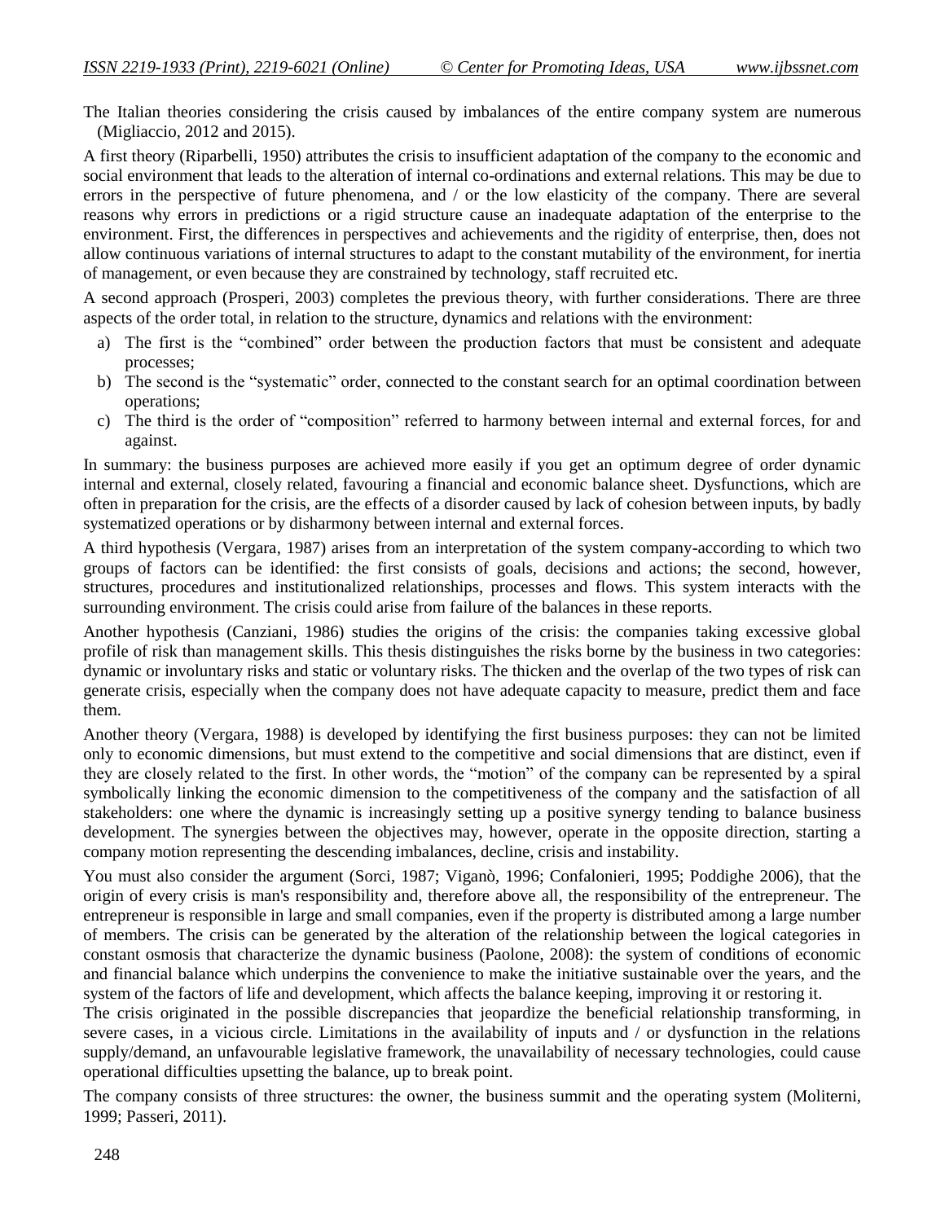The Italian theories considering the crisis caused by imbalances of the entire company system are numerous (Migliaccio, 2012 and 2015).

A first theory (Riparbelli, 1950) attributes the crisis to insufficient adaptation of the company to the economic and social environment that leads to the alteration of internal co-ordinations and external relations. This may be due to errors in the perspective of future phenomena, and / or the low elasticity of the company. There are several reasons why errors in predictions or a rigid structure cause an inadequate adaptation of the enterprise to the environment. First, the differences in perspectives and achievements and the rigidity of enterprise, then, does not allow continuous variations of internal structures to adapt to the constant mutability of the environment, for inertia of management, or even because they are constrained by technology, staff recruited etc.

A second approach (Prosperi, 2003) completes the previous theory, with further considerations. There are three aspects of the order total, in relation to the structure, dynamics and relations with the environment:

a) The first is the "combined" order between the production factors that must be consistent and adequate processes;
b) The second is the "systematic" order, connected to the constant search for an optimal coordination between operations;
c) The third is the order of "composition" referred to harmony between internal and external forces, for and against.

In summary: the business purposes are achieved more easily if you get an optimum degree of order dynamic internal and external, closely related, favouring a financial and economic balance sheet. Dysfunctions, which are often in preparation for the crisis, are the effects of a disorder caused by lack of cohesion between inputs, by badly systematized operations or by disharmony between internal and external forces.

A third hypothesis (Vergara, 1987) arises from an interpretation of the system company-according to which two groups of factors can be identified: the first consists of goals, decisions and actions; the second, however, structures, procedures and institutionalized relationships, processes and flows. This system interacts with the surrounding environment. The crisis could arise from failure of the balances in these reports.

Another hypothesis (Canziani, 1986) studies the origins of the crisis: the companies taking excessive global profile of risk than management skills. This thesis distinguishes the risks borne by the business in two categories: dynamic or involuntary risks and static or voluntary risks. The thicken and the overlap of the two types of risk can generate crisis, especially when the company does not have adequate capacity to measure, predict them and face them.

Another theory (Vergara, 1988) is developed by identifying the first business purposes: they can not be limited only to economic dimensions, but must extend to the competitive and social dimensions that are distinct, even if they are closely related to the first. In other words, the "motion" of the company can be represented by a spiral symbolically linking the economic dimension to the competitiveness of the company and the satisfaction of all stakeholders: one where the dynamic is increasingly setting up a positive synergy tending to balance business development. The synergies between the objectives may, however, operate in the opposite direction, starting a company motion representing the descending imbalances, decline, crisis and instability.

You must also consider the argument (Sorci, 1987; Viganò, 1996; Confalonieri, 1995; Poddighe 2006), that the origin of every crisis is man's responsibility and, therefore above all, the responsibility of the entrepreneur. The entrepreneur is responsible in large and small companies, even if the property is distributed among a large number of members. The crisis can be generated by the alteration of the relationship between the logical categories in constant osmosis that characterize the dynamic business (Paolone, 2008): the system of conditions of economic and financial balance which underpins the convenience to make the initiative sustainable over the years, and the system of the factors of life and development, which affects the balance keeping, improving it or restoring it.

The crisis originated in the possible discrepancies that jeopardize the beneficial relationship transforming, in severe cases, in a vicious circle. Limitations in the availability of inputs and / or dysfunction in the relations supply/demand, an unfavourable legislative framework, the unavailability of necessary technologies, could cause operational difficulties upsetting the balance, up to break point.

The company consists of three structures: the owner, the business summit and the operating system (Moliterni, 1999; Passeri, 2011).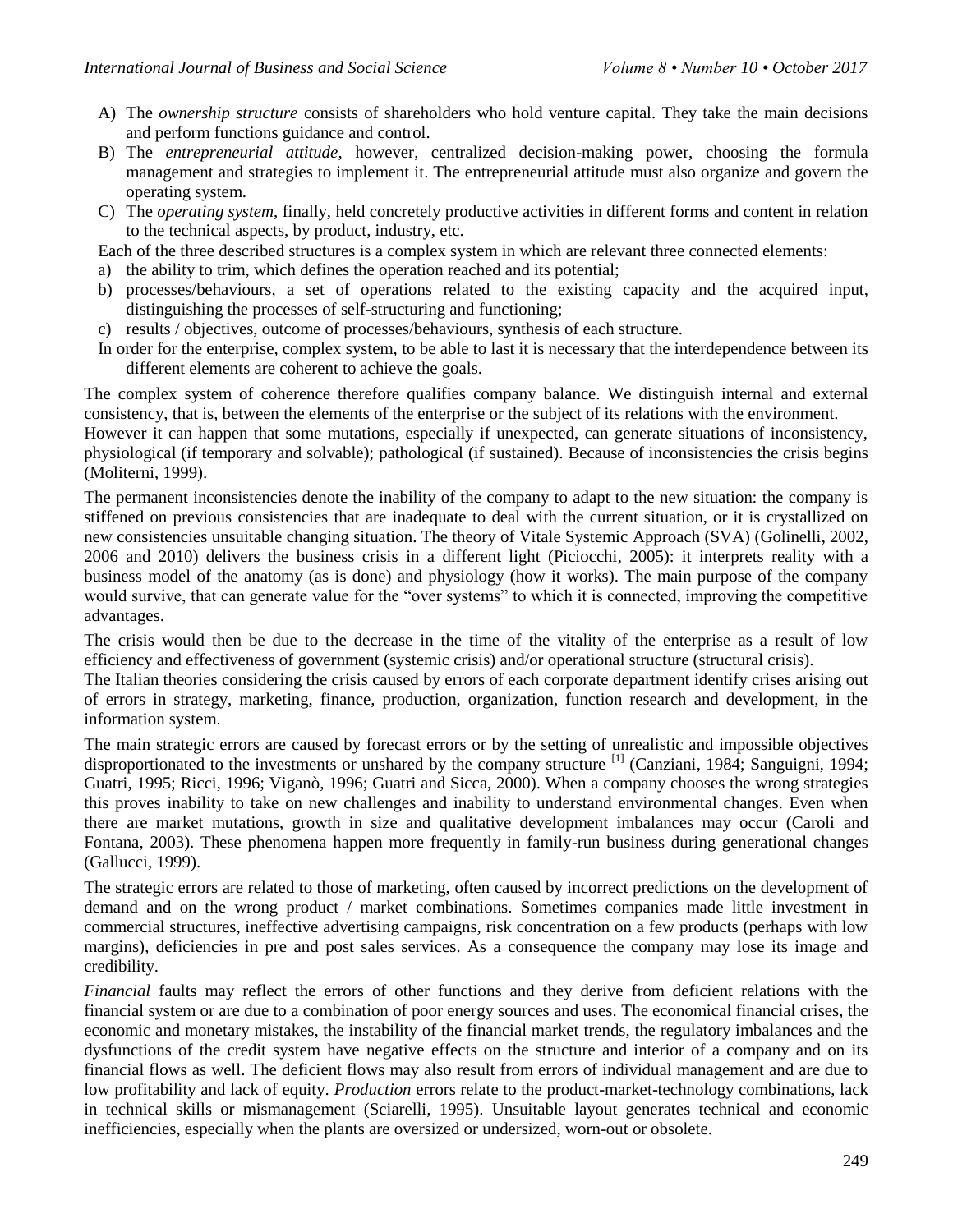A) The *ownership structure* consists of shareholders who hold venture capital. They take the main decisions and perform functions guidance and control.
B) The *entrepreneurial attitude*, however, centralized decision-making power, choosing the formula management and strategies to implement it. The entrepreneurial attitude must also organize and govern the operating system.
C) The *operating system*, finally, held concretely productive activities in different forms and content in relation to the technical aspects, by product, industry, etc.

Each of the three described structures is a complex system in which are relevant three connected elements:

a) the ability to trim, which defines the operation reached and its potential;
b) processes/behaviours, a set of operations related to the existing capacity and the acquired input, distinguishing the processes of self-structuring and functioning;
c) results / objectives, outcome of processes/behaviours, synthesis of each structure.

In order for the enterprise, complex system, to be able to last it is necessary that the interdependence between its different elements are coherent to achieve the goals.

The complex system of coherence therefore qualifies company balance. We distinguish internal and external consistency, that is, between the elements of the enterprise or the subject of its relations with the environment. However it can happen that some mutations, especially if unexpected, can generate situations of inconsistency, physiological (if temporary and solvable); pathological (if sustained). Because of inconsistencies the crisis begins (Moliterni, 1999).

The permanent inconsistencies denote the inability of the company to adapt to the new situation: the company is stiffened on previous consistencies that are inadequate to deal with the current situation, or it is crystallized on new consistencies unsuitable changing situation. The theory of Vitale Systemic Approach (SVA) (Golinelli, 2002, 2006 and 2010) delivers the business crisis in a different light (Piciocchi, 2005): it interprets reality with a business model of the anatomy (as is done) and physiology (how it works). The main purpose of the company would survive, that can generate value for the "over systems" to which it is connected, improving the competitive advantages.

The crisis would then be due to the decrease in the time of the vitality of the enterprise as a result of low efficiency and effectiveness of government (systemic crisis) and/or operational structure (structural crisis).

The Italian theories considering the crisis caused by errors of each corporate department identify crises arising out of errors in strategy, marketing, finance, production, organization, function research and development, in the information system.

The main strategic errors are caused by forecast errors or by the setting of unrealistic and impossible objectives disproportionated to the investments or unshared by the company structure [1] (Canziani, 1984; Sanguigni, 1994; Guatri, 1995; Ricci, 1996; Viganò, 1996; Guatri and Sicca, 2000). When a company chooses the wrong strategies this proves inability to take on new challenges and inability to understand environmental changes. Even when there are market mutations, growth in size and qualitative development imbalances may occur (Caroli and Fontana, 2003). These phenomena happen more frequently in family-run business during generational changes (Gallucci, 1999).

The strategic errors are related to those of marketing, often caused by incorrect predictions on the development of demand and on the wrong product / market combinations. Sometimes companies made little investment in commercial structures, ineffective advertising campaigns, risk concentration on a few products (perhaps with low margins), deficiencies in pre and post sales services. As a consequence the company may lose its image and credibility.

*Financial* faults may reflect the errors of other functions and they derive from deficient relations with the financial system or are due to a combination of poor energy sources and uses. The economical financial crises, the economic and monetary mistakes, the instability of the financial market trends, the regulatory imbalances and the dysfunctions of the credit system have negative effects on the structure and interior of a company and on its financial flows as well. The deficient flows may also result from errors of individual management and are due to low profitability and lack of equity. *Production* errors relate to the product-market-technology combinations, lack in technical skills or mismanagement (Sciarelli, 1995). Unsuitable layout generates technical and economic inefficiencies, especially when the plants are oversized or undersized, worn-out or obsolete.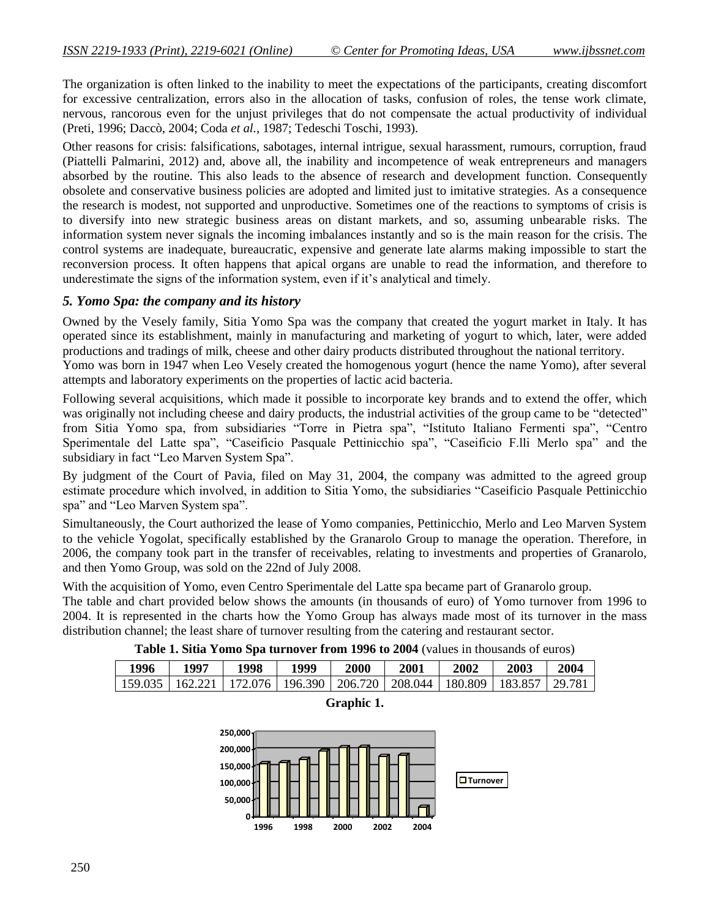The organization is often linked to the inability to meet the expectations of the participants, creating discomfort for excessive centralization, errors also in the allocation of tasks, confusion of roles, the tense work climate, nervous, rancorous even for the unjust privileges that do not compensate the actual productivity of individual (Preti, 1996; Daccò, 2004; Coda *et al.*, 1987; Tedeschi Toschi, 1993).

Other reasons for crisis: falsifications, sabotages, internal intrigue, sexual harassment, rumours, corruption, fraud (Piattelli Palmarini, 2012) and, above all, the inability and incompetence of weak entrepreneurs and managers absorbed by the routine. This also leads to the absence of research and development function. Consequently obsolete and conservative business policies are adopted and limited just to imitative strategies. As a consequence the research is modest, not supported and unproductive. Sometimes one of the reactions to symptoms of crisis is to diversify into new strategic business areas on distant markets, and so, assuming unbearable risks. The information system never signals the incoming imbalances instantly and so is the main reason for the crisis. The control systems are inadequate, bureaucratic, expensive and generate late alarms making impossible to start the reconversion process. It often happens that apical organs are unable to read the information, and therefore to underestimate the signs of the information system, even if it's analytical and timely.

## *5. Yomo Spa: the company and its history*

Owned by the Vesely family, Sitia Yomo Spa was the company that created the yogurt market in Italy. It has operated since its establishment, mainly in manufacturing and marketing of yogurt to which, later, were added productions and tradings of milk, cheese and other dairy products distributed throughout the national territory.

Yomo was born in 1947 when Leo Vesely created the homogenous yogurt (hence the name Yomo), after several attempts and laboratory experiments on the properties of lactic acid bacteria.

Following several acquisitions, which made it possible to incorporate key brands and to extend the offer, which was originally not including cheese and dairy products, the industrial activities of the group came to be "detected" from Sitia Yomo spa, from subsidiaries "Torre in Pietra spa", "Istituto Italiano Fermenti spa", "Centro Sperimentale del Latte spa", "Caseificio Pasquale Pettinicchio spa", "Caseificio F.lli Merlo spa" and the subsidiary in fact "Leo Marven System Spa".

By judgment of the Court of Pavia, filed on May 31, 2004, the company was admitted to the agreed group estimate procedure which involved, in addition to Sitia Yomo, the subsidiaries "Caseificio Pasquale Pettinicchio spa" and "Leo Marven System spa".

Simultaneously, the Court authorized the lease of Yomo companies, Pettinicchio, Merlo and Leo Marven System to the vehicle Yogolat, specifically established by the Granarolo Group to manage the operation. Therefore, in 2006, the company took part in the transfer of receivables, relating to investments and properties of Granarolo, and then Yomo Group, was sold on the 22nd of July 2008.

With the acquisition of Yomo, even Centro Sperimentale del Latte spa became part of Granarolo group.

The table and chart provided below shows the amounts (in thousands of euro) of Yomo turnover from 1996 to 2004. It is represented in the charts how the Yomo Group has always made most of its turnover in the mass distribution channel; the least share of turnover resulting from the catering and restaurant sector.

**Table 1. Sitia Yomo Spa turnover from 1996 to 2004** (values in thousands of euros)

| 1996 | 1997 | 1998 | 1999 | 2000 | 2001 | 2002 | 2003 | 2004 |
|---|---|---|---|---|---|---|---|---|
| 159.035 | 162.221 | 172.076 | 196.390 | 206.720 | 208.044 | 180.809 | 183.857 | 29.781 |

**Graphic 1.**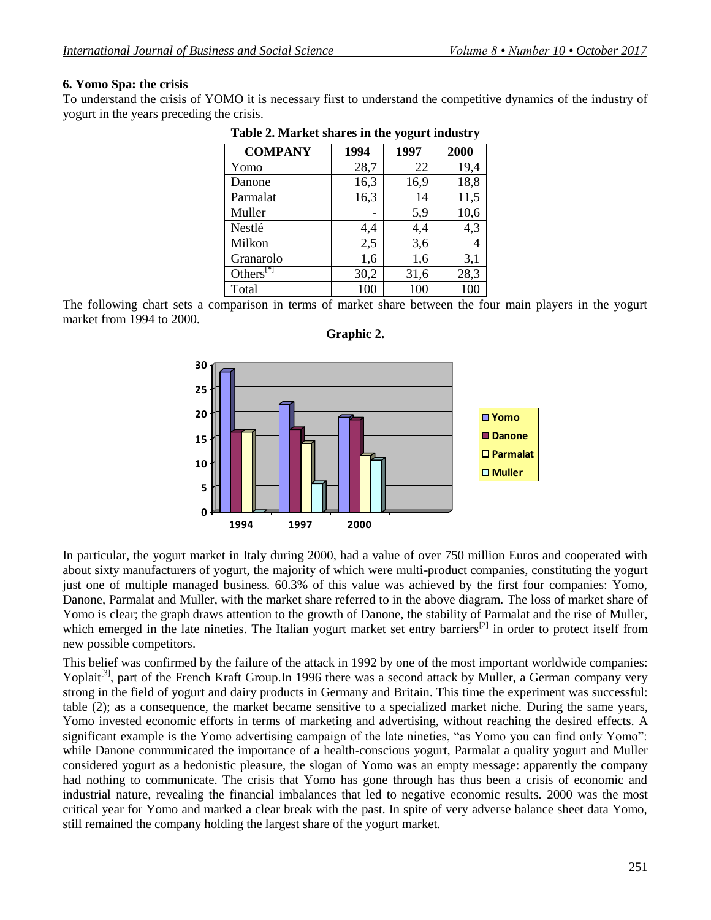### 6. Yomo Spa: the crisis

To understand the crisis of YOMO it is necessary first to understand the competitive dynamics of the industry of yogurt in the years preceding the crisis.

**Table 2. Market shares in the yogurt industry**

| COMPANY | 1994 | 1997 | 2000 |
|---|---|---|---|
| Yomo | 28,7 | 22 | 19,4 |
| Danone | 16,3 | 16,9 | 18,8 |
| Parmalat | 16,3 | 14 | 11,5 |
| Muller | - | 5,9 | 10,6 |
| Nestlé | 4,4 | 4,4 | 4,3 |
| Milkon | 2,5 | 3,6 | 4 |
| Granarolo | 1,6 | 1,6 | 3,1 |
| Others[*] | 30,2 | 31,6 | 28,3 |
| Total | 100 | 100 | 100 |

The following chart sets a comparison in terms of market share between the four main players in the yogurt market from 1994 to 2000.

**Graphic 2.**

In particular, the yogurt market in Italy during 2000, had a value of over 750 million Euros and cooperated with about sixty manufacturers of yogurt, the majority of which were multi-product companies, constituting the yogurt just one of multiple managed business. 60.3% of this value was achieved by the first four companies: Yomo, Danone, Parmalat and Muller, with the market share referred to in the above diagram. The loss of market share of Yomo is clear; the graph draws attention to the growth of Danone, the stability of Parmalat and the rise of Muller, which emerged in the late nineties. The Italian yogurt market set entry barriers[2] in order to protect itself from new possible competitors.

This belief was confirmed by the failure of the attack in 1992 by one of the most important worldwide companies: Yoplait[3], part of the French Kraft Group.In 1996 there was a second attack by Muller, a German company very strong in the field of yogurt and dairy products in Germany and Britain. This time the experiment was successful: table (2); as a consequence, the market became sensitive to a specialized market niche. During the same years, Yomo invested economic efforts in terms of marketing and advertising, without reaching the desired effects. A significant example is the Yomo advertising campaign of the late nineties, "as Yomo you can find only Yomo": while Danone communicated the importance of a health-conscious yogurt, Parmalat a quality yogurt and Muller considered yogurt as a hedonistic pleasure, the slogan of Yomo was an empty message: apparently the company had nothing to communicate. The crisis that Yomo has gone through has thus been a crisis of economic and industrial nature, revealing the financial imbalances that led to negative economic results. 2000 was the most critical year for Yomo and marked a clear break with the past. In spite of very adverse balance sheet data Yomo, still remained the company holding the largest share of the yogurt market.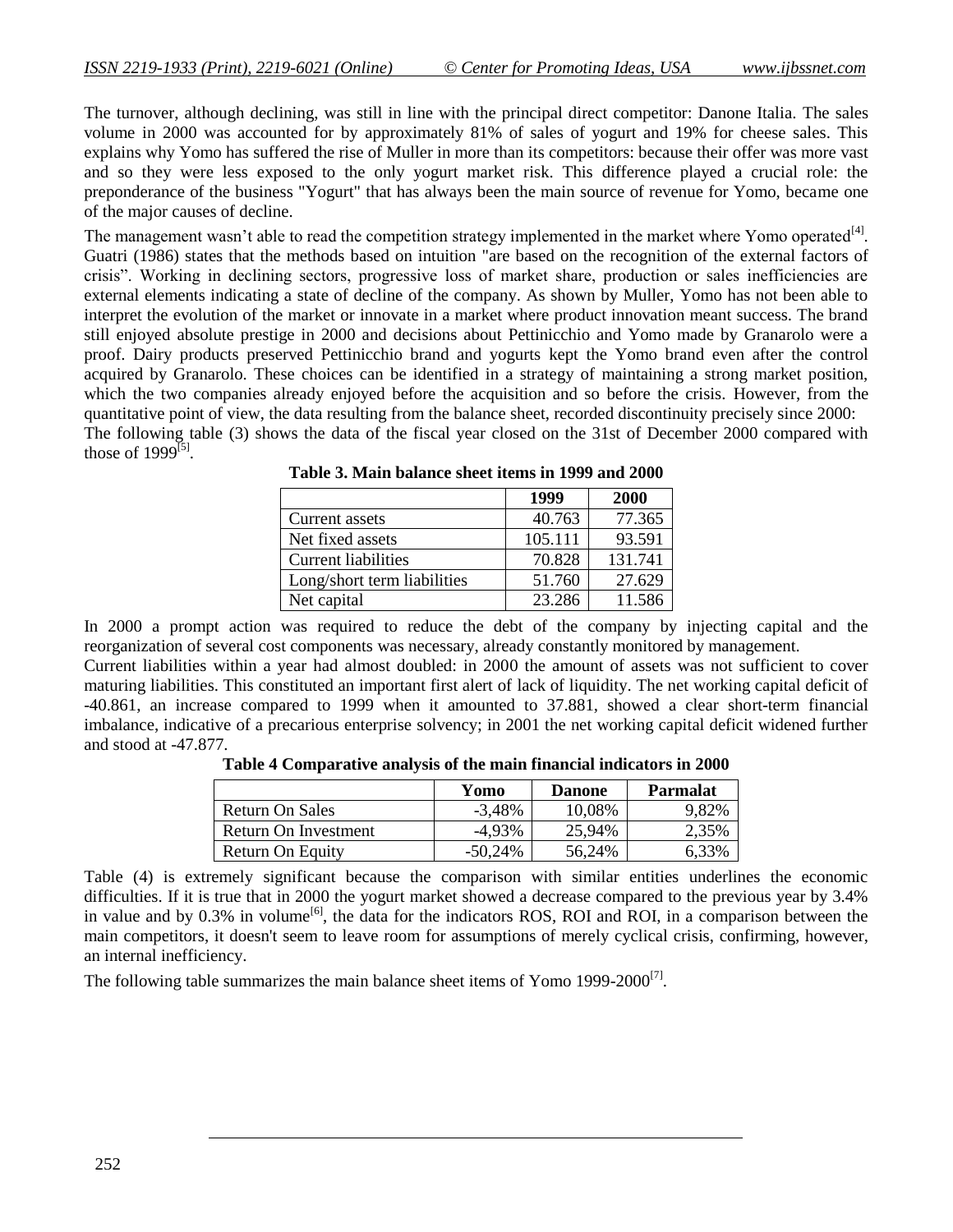The turnover, although declining, was still in line with the principal direct competitor: Danone Italia. The sales volume in 2000 was accounted for by approximately 81% of sales of yogurt and 19% for cheese sales. This explains why Yomo has suffered the rise of Muller in more than its competitors: because their offer was more vast and so they were less exposed to the only yogurt market risk. This difference played a crucial role: the preponderance of the business "Yogurt" that has always been the main source of revenue for Yomo, became one of the major causes of decline.

The management wasn't able to read the competition strategy implemented in the market where Yomo operated[4]. Guatri (1986) states that the methods based on intuition "are based on the recognition of the external factors of crisis". Working in declining sectors, progressive loss of market share, production or sales inefficiencies are external elements indicating a state of decline of the company. As shown by Muller, Yomo has not been able to interpret the evolution of the market or innovate in a market where product innovation meant success. The brand still enjoyed absolute prestige in 2000 and decisions about Pettinicchio and Yomo made by Granarolo were a proof. Dairy products preserved Pettinicchio brand and yogurts kept the Yomo brand even after the control acquired by Granarolo. These choices can be identified in a strategy of maintaining a strong market position, which the two companies already enjoyed before the acquisition and so before the crisis. However, from the quantitative point of view, the data resulting from the balance sheet, recorded discontinuity precisely since 2000:

The following table (3) shows the data of the fiscal year closed on the 31st of December 2000 compared with those of 1999[5].

**Table 3. Main balance sheet items in 1999 and 2000**

| | 1999 | 2000 |
|---|---|---|
| Current assets | 40.763 | 77.365 |
| Net fixed assets | 105.111 | 93.591 |
| Current liabilities | 70.828 | 131.741 |
| Long/short term liabilities | 51.760 | 27.629 |
| Net capital | 23.286 | 11.586 |

In 2000 a prompt action was required to reduce the debt of the company by injecting capital and the reorganization of several cost components was necessary, already constantly monitored by management.

Current liabilities within a year had almost doubled: in 2000 the amount of assets was not sufficient to cover maturing liabilities. This constituted an important first alert of lack of liquidity. The net working capital deficit of -40.861, an increase compared to 1999 when it amounted to 37.881, showed a clear short-term financial imbalance, indicative of a precarious enterprise solvency; in 2001 the net working capital deficit widened further and stood at -47.877.

**Table 4 Comparative analysis of the main financial indicators in 2000**

| | Yomo | Danone | Parmalat |
|---|---|---|---|
| Return On Sales | -3,48% | 10,08% | 9,82% |
| Return On Investment | -4,93% | 25,94% | 2,35% |
| Return On Equity | -50,24% | 56,24% | 6,33% |

Table (4) is extremely significant because the comparison with similar entities underlines the economic difficulties. If it is true that in 2000 the yogurt market showed a decrease compared to the previous year by 3.4% in value and by 0.3% in volume[6], the data for the indicators ROS, ROI and ROI, in a comparison between the main competitors, it doesn't seem to leave room for assumptions of merely cyclical crisis, confirming, however, an internal inefficiency.

The following table summarizes the main balance sheet items of Yomo 1999-2000[7].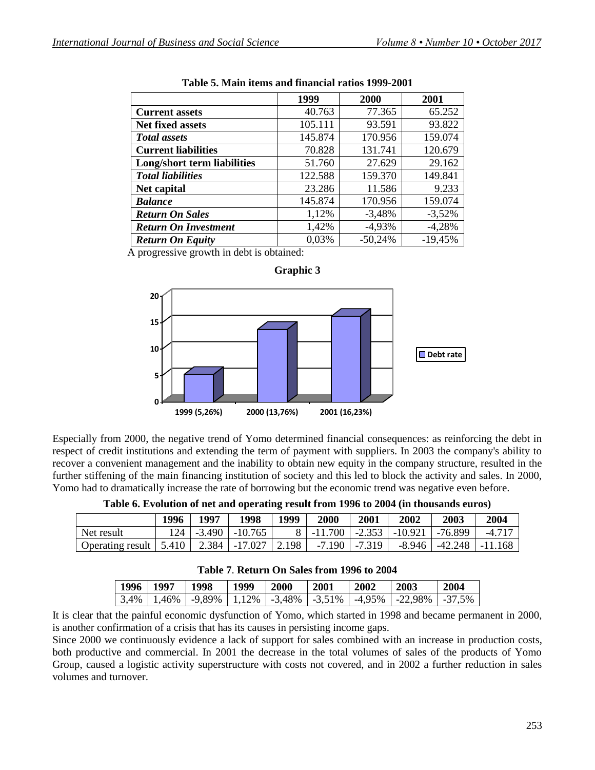**Table 5. Main items and financial ratios 1999-2001**

| | 1999 | 2000 | 2001 |
|---|---|---|---|
| **Current assets** | 40.763 | 77.365 | 65.252 |
| **Net fixed assets** | 105.111 | 93.591 | 93.822 |
| ***Total assets*** | 145.874 | 170.956 | 159.074 |
| **Current liabilities** | 70.828 | 131.741 | 120.679 |
| **Long/short term liabilities** | 51.760 | 27.629 | 29.162 |
| ***Total liabilities*** | 122.588 | 159.370 | 149.841 |
| **Net capital** | 23.286 | 11.586 | 9.233 |
| ***Balance*** | 145.874 | 170.956 | 159.074 |
| ***Return On Sales*** | 1,12% | -3,48% | -3,52% |
| ***Return On Investment*** | 1,42% | -4,93% | -4,28% |
| ***Return On Equity*** | 0,03% | -50,24% | -19,45% |

A progressive growth in debt is obtained:

**Graphic 3**

| | Debt rate |
|---|---|
| 1999 | 5,26% |
| 2000 | 13,76% |
| 2001 | 16,23% |

Especially from 2000, the negative trend of Yomo determined financial consequences: as reinforcing the debt in respect of credit institutions and extending the term of payment with suppliers. In 2003 the company's ability to recover a convenient management and the inability to obtain new equity in the company structure, resulted in the further stiffening of the main financing institution of society and this led to block the activity and sales. In 2000, Yomo had to dramatically increase the rate of borrowing but the economic trend was negative even before.

**Table 6. Evolution of net and operating result from 1996 to 2004 (in thousands euros)**

| | 1996 | 1997 | 1998 | 1999 | 2000 | 2001 | 2002 | 2003 | 2004 |
|---|---|---|---|---|---|---|---|---|---|
| Net result | 124 | -3.490 | -10.765 | 8 | -11.700 | -2.353 | -10.921 | -76.899 | -4.717 |
| Operating result | 5.410 | 2.384 | -17.027 | 2.198 | -7.190 | -7.319 | -8.946 | -42.248 | -11.168 |

**Table 7. Return On Sales from 1996 to 2004**

| 1996 | 1997 | 1998 | 1999 | 2000 | 2001 | 2002 | 2003 | 2004 |
|---|---|---|---|---|---|---|---|---|
| 3,4% | 1,46% | -9,89% | 1,12% | -3,48% | -3,51% | -4,95% | -22,98% | -37,5% |

It is clear that the painful economic dysfunction of Yomo, which started in 1998 and became permanent in 2000, is another confirmation of a crisis that has its causes in persisting income gaps.

Since 2000 we continuously evidence a lack of support for sales combined with an increase in production costs, both productive and commercial. In 2001 the decrease in the total volumes of sales of the products of Yomo Group, caused a logistic activity superstructure with costs not covered, and in 2002 a further reduction in sales volumes and turnover.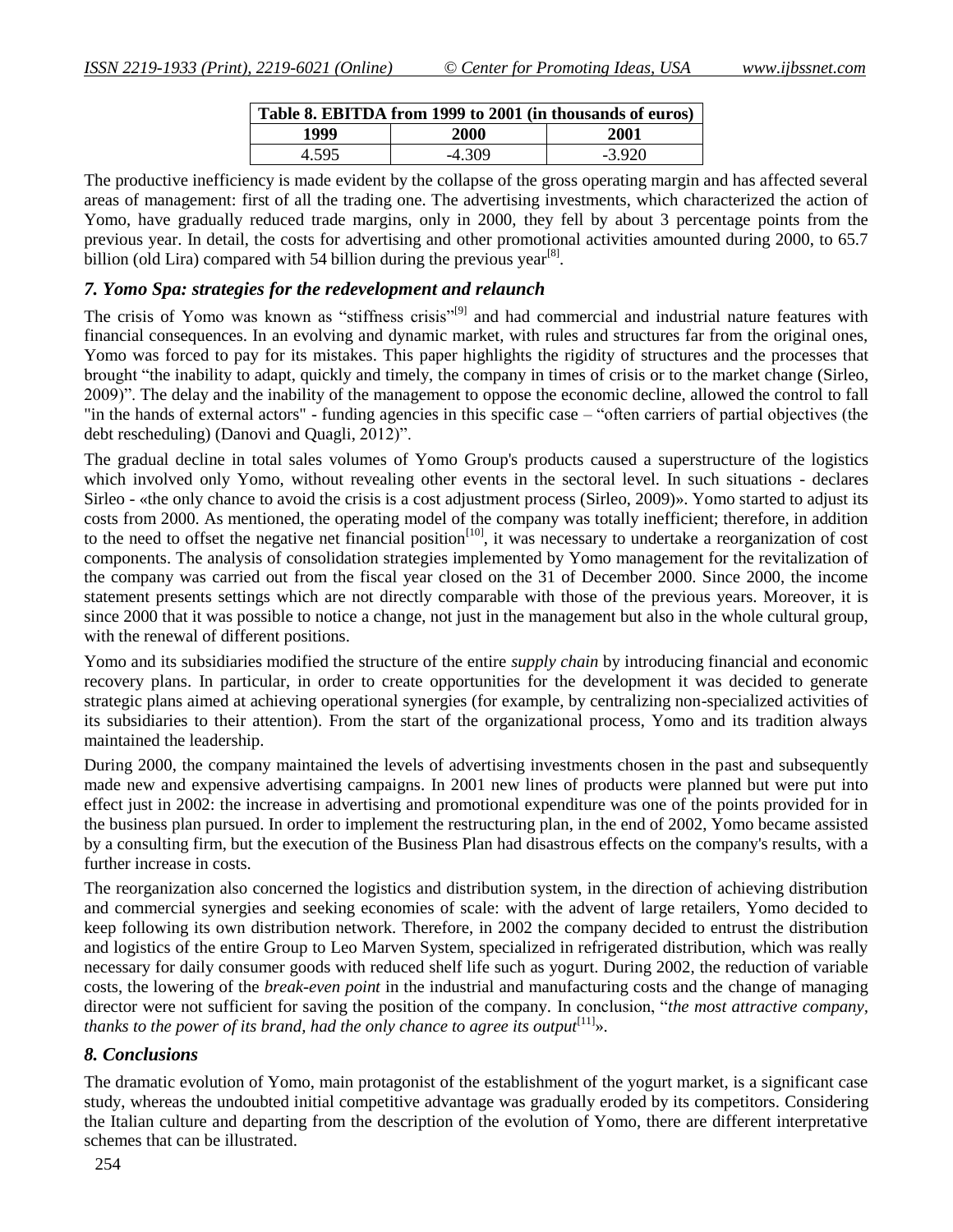| Table 8. EBITDA from 1999 to 2001 (in thousands of euros) | | |
|---|---|---|
| 1999 | 2000 | 2001 |
| 4.595 | -4.309 | -3.920 |

The productive inefficiency is made evident by the collapse of the gross operating margin and has affected several areas of management: first of all the trading one. The advertising investments, which characterized the action of Yomo, have gradually reduced trade margins, only in 2000, they fell by about 3 percentage points from the previous year. In detail, the costs for advertising and other promotional activities amounted during 2000, to 65.7 billion (old Lira) compared with 54 billion during the previous year[8].

## *7. Yomo Spa: strategies for the redevelopment and relaunch*

The crisis of Yomo was known as "stiffness crisis"[9] and had commercial and industrial nature features with financial consequences. In an evolving and dynamic market, with rules and structures far from the original ones, Yomo was forced to pay for its mistakes. This paper highlights the rigidity of structures and the processes that brought "the inability to adapt, quickly and timely, the company in times of crisis or to the market change (Sirleo, 2009)". The delay and the inability of the management to oppose the economic decline, allowed the control to fall "in the hands of external actors" - funding agencies in this specific case – "often carriers of partial objectives (the debt rescheduling) (Danovi and Quagli, 2012)".

The gradual decline in total sales volumes of Yomo Group's products caused a superstructure of the logistics which involved only Yomo, without revealing other events in the sectoral level. In such situations - declares Sirleo - «the only chance to avoid the crisis is a cost adjustment process (Sirleo, 2009)». Yomo started to adjust its costs from 2000. As mentioned, the operating model of the company was totally inefficient; therefore, in addition to the need to offset the negative net financial position[10], it was necessary to undertake a reorganization of cost components. The analysis of consolidation strategies implemented by Yomo management for the revitalization of the company was carried out from the fiscal year closed on the 31 of December 2000. Since 2000, the income statement presents settings which are not directly comparable with those of the previous years. Moreover, it is since 2000 that it was possible to notice a change, not just in the management but also in the whole cultural group, with the renewal of different positions.

Yomo and its subsidiaries modified the structure of the entire *supply chain* by introducing financial and economic recovery plans. In particular, in order to create opportunities for the development it was decided to generate strategic plans aimed at achieving operational synergies (for example, by centralizing non-specialized activities of its subsidiaries to their attention). From the start of the organizational process, Yomo and its tradition always maintained the leadership.

During 2000, the company maintained the levels of advertising investments chosen in the past and subsequently made new and expensive advertising campaigns. In 2001 new lines of products were planned but were put into effect just in 2002: the increase in advertising and promotional expenditure was one of the points provided for in the business plan pursued. In order to implement the restructuring plan, in the end of 2002, Yomo became assisted by a consulting firm, but the execution of the Business Plan had disastrous effects on the company's results, with a further increase in costs.

The reorganization also concerned the logistics and distribution system, in the direction of achieving distribution and commercial synergies and seeking economies of scale: with the advent of large retailers, Yomo decided to keep following its own distribution network. Therefore, in 2002 the company decided to entrust the distribution and logistics of the entire Group to Leo Marven System, specialized in refrigerated distribution, which was really necessary for daily consumer goods with reduced shelf life such as yogurt. During 2002, the reduction of variable costs, the lowering of the *break-even point* in the industrial and manufacturing costs and the change of managing director were not sufficient for saving the position of the company. In conclusion, "*the most attractive company, thanks to the power of its brand, had the only chance to agree its output*[11]».

## *8. Conclusions*

The dramatic evolution of Yomo, main protagonist of the establishment of the yogurt market, is a significant case study, whereas the undoubted initial competitive advantage was gradually eroded by its competitors. Considering the Italian culture and departing from the description of the evolution of Yomo, there are different interpretative schemes that can be illustrated.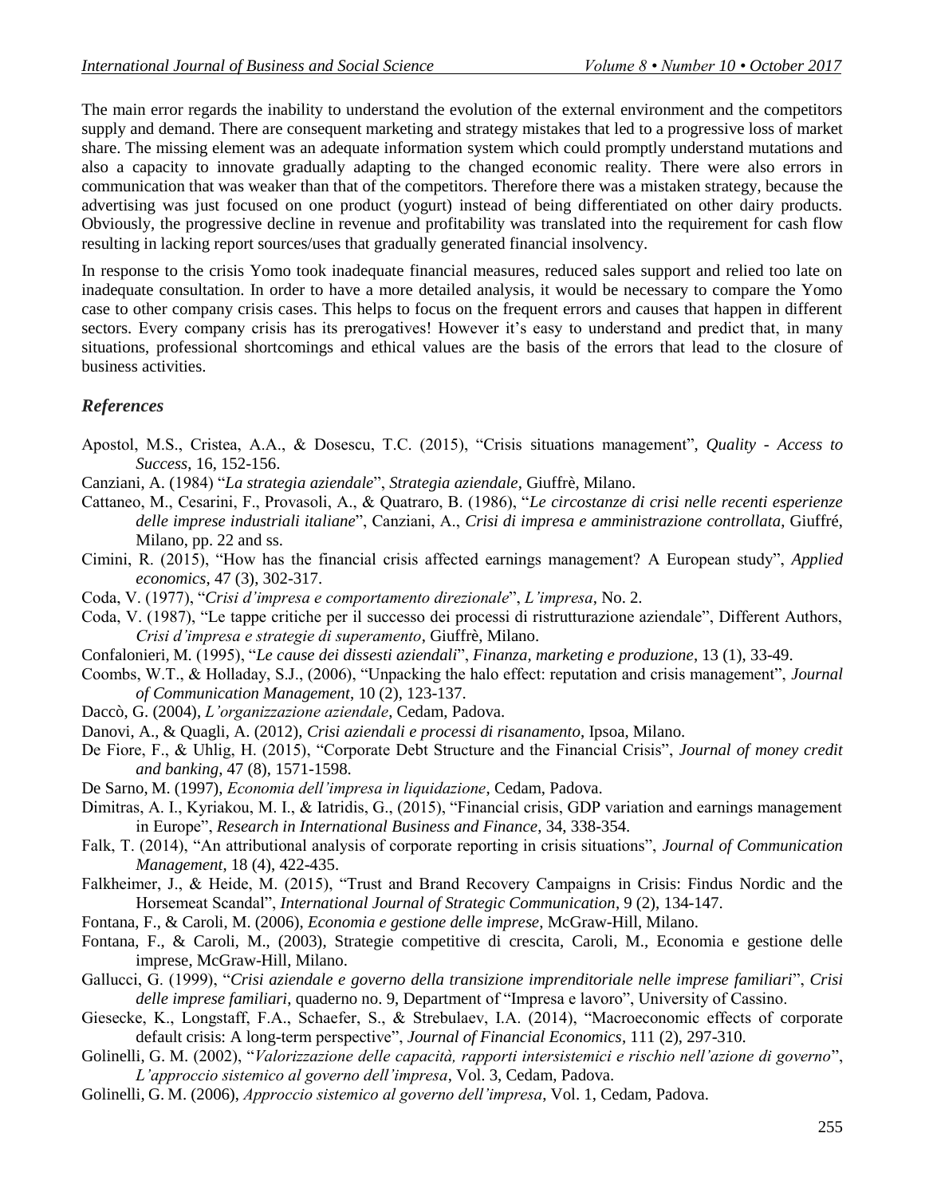The main error regards the inability to understand the evolution of the external environment and the competitors supply and demand. There are consequent marketing and strategy mistakes that led to a progressive loss of market share. The missing element was an adequate information system which could promptly understand mutations and also a capacity to innovate gradually adapting to the changed economic reality. There were also errors in communication that was weaker than that of the competitors. Therefore there was a mistaken strategy, because the advertising was just focused on one product (yogurt) instead of being differentiated on other dairy products. Obviously, the progressive decline in revenue and profitability was translated into the requirement for cash flow resulting in lacking report sources/uses that gradually generated financial insolvency.

In response to the crisis Yomo took inadequate financial measures, reduced sales support and relied too late on inadequate consultation. In order to have a more detailed analysis, it would be necessary to compare the Yomo case to other company crisis cases. This helps to focus on the frequent errors and causes that happen in different sectors. Every company crisis has its prerogatives! However it's easy to understand and predict that, in many situations, professional shortcomings and ethical values are the basis of the errors that lead to the closure of business activities.

## *References*

Apostol, M.S., Cristea, A.A., & Dosescu, T.C. (2015), "Crisis situations management", *Quality - Access to Success*, 16, 152-156.

Canziani, A. (1984) "*La strategia aziendale*", *Strategia aziendale*, Giuffrè, Milano.

Cattaneo, M., Cesarini, F., Provasoli, A., & Quatraro, B. (1986), "*Le circostanze di crisi nelle recenti esperienze delle imprese industriali italiane*", Canziani, A., *Crisi di impresa e amministrazione controllata*, Giuffré, Milano, pp. 22 and ss.

Cimini, R. (2015), "How has the financial crisis affected earnings management? A European study", *Applied economics*, 47 (3), 302-317.

Coda, V. (1977), "*Crisi d'impresa e comportamento direzionale*", *L'impresa*, No. 2.

Coda, V. (1987), "Le tappe critiche per il successo dei processi di ristrutturazione aziendale", Different Authors, *Crisi d'impresa e strategie di superamento*, Giuffrè, Milano.

Confalonieri, M. (1995), "*Le cause dei dissesti aziendali*", *Finanza, marketing e produzione*, 13 (1), 33-49.

Coombs, W.T., & Holladay, S.J., (2006), "Unpacking the halo effect: reputation and crisis management", *Journal of Communication Management*, 10 (2), 123-137.

Daccò, G. (2004), *L'organizzazione aziendale*, Cedam, Padova.

Danovi, A., & Quagli, A. (2012), *Crisi aziendali e processi di risanamento*, Ipsoa, Milano.

De Fiore, F., & Uhlig, H. (2015), "Corporate Debt Structure and the Financial Crisis", *Journal of money credit and banking*, 47 (8), 1571-1598.

De Sarno, M. (1997), *Economia dell'impresa in liquidazione*, Cedam, Padova.

Dimitras, A. I., Kyriakou, M. I., & Iatridis, G., (2015), "Financial crisis, GDP variation and earnings management in Europe", *Research in International Business and Finance*, 34, 338-354.

Falk, T. (2014), "An attributional analysis of corporate reporting in crisis situations", *Journal of Communication Management*, 18 (4), 422-435.

Falkheimer, J., & Heide, M. (2015), "Trust and Brand Recovery Campaigns in Crisis: Findus Nordic and the Horsemeat Scandal", *International Journal of Strategic Communication*, 9 (2), 134-147.

Fontana, F., & Caroli, M. (2006), *Economia e gestione delle imprese*, McGraw-Hill, Milano.

Fontana, F., & Caroli, M., (2003), Strategie competitive di crescita, Caroli, M., Economia e gestione delle imprese, McGraw-Hill, Milano.

Gallucci, G. (1999), "*Crisi aziendale e governo della transizione imprenditoriale nelle imprese familiari*", *Crisi delle imprese familiari*, quaderno no. 9, Department of "Impresa e lavoro", University of Cassino.

Giesecke, K., Longstaff, F.A., Schaefer, S., & Strebulaev, I.A. (2014), "Macroeconomic effects of corporate default crisis: A long-term perspective", *Journal of Financial Economics*, 111 (2), 297-310.

Golinelli, G. M. (2002), "*Valorizzazione delle capacità, rapporti intersistemici e rischio nell'azione di governo*", *L'approccio sistemico al governo dell'impresa*, Vol. 3, Cedam, Padova.

Golinelli, G. M. (2006), *Approccio sistemico al governo dell'impresa*, Vol. 1, Cedam, Padova.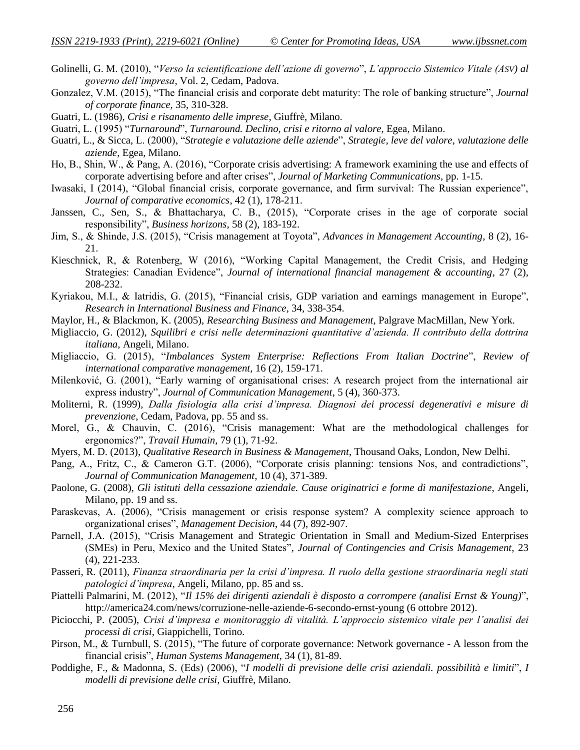Golinelli, G. M. (2010), "*Verso la scientificazione dell'azione di governo*", *L'approccio Sistemico Vitale (ASV) al governo dell'impresa*, Vol. 2, Cedam, Padova.

Gonzalez, V.M. (2015), "The financial crisis and corporate debt maturity: The role of banking structure", *Journal of corporate finance*, 35, 310-328.

Guatri, L. (1986), *Crisi e risanamento delle imprese*, Giuffrè, Milano.

Guatri, L. (1995) "*Turnaround*", *Turnaround. Declino, crisi e ritorno al valore*, Egea, Milano.

Guatri, L., & Sicca, L. (2000), "*Strategie e valutazione delle aziende*", *Strategie, leve del valore, valutazione delle aziende*, Egea, Milano.

Ho, B., Shin, W., & Pang, A. (2016), "Corporate crisis advertising: A framework examining the use and effects of corporate advertising before and after crises", *Journal of Marketing Communications*, pp. 1-15.

Iwasaki, I (2014), "Global financial crisis, corporate governance, and firm survival: The Russian experience", *Journal of comparative economics*, 42 (1), 178-211.

Janssen, C., Sen, S., & Bhattacharya, C. B., (2015), "Corporate crises in the age of corporate social responsibility", *Business horizons*, 58 (2), 183-192.

Jim, S., & Shinde, J.S. (2015), "Crisis management at Toyota", *Advances in Management Accounting*, 8 (2), 16-21.

Kieschnick, R, & Rotenberg, W (2016), "Working Capital Management, the Credit Crisis, and Hedging Strategies: Canadian Evidence", *Journal of international financial management & accounting*, 27 (2), 208-232.

Kyriakou, M.I., & Iatridis, G. (2015), "Financial crisis, GDP variation and earnings management in Europe", *Research in International Business and Finance*, 34, 338-354.

Maylor, H., & Blackmon, K. (2005), *Researching Business and Management*, Palgrave MacMillan, New York.

Migliaccio, G. (2012), *Squilibri e crisi nelle determinazioni quantitative d'azienda. Il contributo della dottrina italiana*, Angeli, Milano.

Migliaccio, G. (2015), "*Imbalances System Enterprise: Reflections From Italian Doctrine*", *Review of international comparative management*, 16 (2), 159-171.

Milenković, G. (2001), "Early warning of organisational crises: A research project from the international air express industry", *Journal of Communication Management*, 5 (4), 360-373.

Moliterni, R. (1999), *Dalla fisiologia alla crisi d'impresa. Diagnosi dei processi degenerativi e misure di prevenzione*, Cedam, Padova, pp. 55 and ss.

Morel, G., & Chauvin, C. (2016), "Crisis management: What are the methodological challenges for ergonomics?", *Travail Humain*, 79 (1), 71-92.

Myers, M. D. (2013), *Qualitative Research in Business & Management*, Thousand Oaks, London, New Delhi.

Pang, A., Fritz, C., & Cameron G.T. (2006), "Corporate crisis planning: tensions Nos, and contradictions", *Journal of Communication Management*, 10 (4), 371-389.

Paolone, G. (2008), *Gli istituti della cessazione aziendale. Cause originatrici e forme di manifestazione*, Angeli, Milano, pp. 19 and ss.

Paraskevas, A. (2006), "Crisis management or crisis response system? A complexity science approach to organizational crises", *Management Decision*, 44 (7), 892-907.

Parnell, J.A. (2015), "Crisis Management and Strategic Orientation in Small and Medium-Sized Enterprises (SMEs) in Peru, Mexico and the United States", *Journal of Contingencies and Crisis Management*, 23 (4), 221-233.

Passeri, R. (2011), *Finanza straordinaria per la crisi d'impresa. Il ruolo della gestione straordinaria negli stati patologici d'impresa*, Angeli, Milano, pp. 85 and ss.

Piattelli Palmarini, M. (2012), "*Il 15% dei dirigenti aziendali è disposto a corrompere (analisi Ernst & Young)*", http://america24.com/news/corruzione-nelle-aziende-6-secondo-ernst-young (6 ottobre 2012).

Piciocchi, P. (2005), *Crisi d'impresa e monitoraggio di vitalità. L'approccio sistemico vitale per l'analisi dei processi di crisi*, Giappichelli, Torino.

Pirson, M., & Turnbull, S. (2015), "The future of corporate governance: Network governance - A lesson from the financial crisis", *Human Systems Management*, 34 (1), 81-89.

Poddighe, F., & Madonna, S. (Eds) (2006), "*I modelli di previsione delle crisi aziendali. possibilità e limiti*", *I modelli di previsione delle crisi*, Giuffrè, Milano.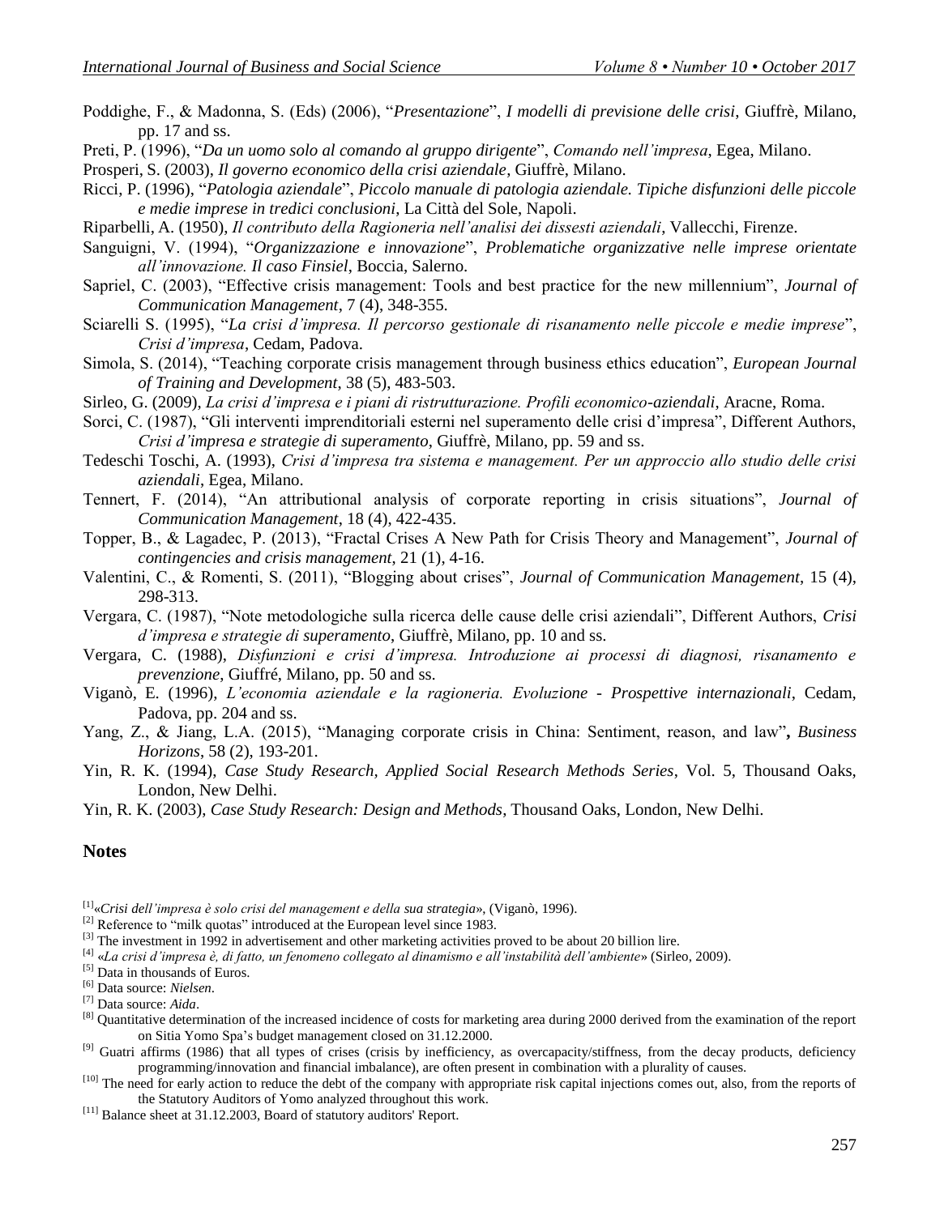Poddighe, F., & Madonna, S. (Eds) (2006), "*Presentazione*", *I modelli di previsione delle crisi*, Giuffrè, Milano, pp. 17 and ss.

Preti, P. (1996), "*Da un uomo solo al comando al gruppo dirigente*", *Comando nell'impresa*, Egea, Milano.

Prosperi, S. (2003), *Il governo economico della crisi aziendale*, Giuffrè, Milano.

Ricci, P. (1996), "*Patologia aziendale*", *Piccolo manuale di patologia aziendale. Tipiche disfunzioni delle piccole e medie imprese in tredici conclusioni*, La Città del Sole, Napoli.

Riparbelli, A. (1950), *Il contributo della Ragioneria nell'analisi dei dissesti aziendali*, Vallecchi, Firenze.

Sanguigni, V. (1994), "*Organizzazione e innovazione*", *Problematiche organizzative nelle imprese orientate all'innovazione. Il caso Finsiel*, Boccia, Salerno.

Sapriel, C. (2003), "Effective crisis management: Tools and best practice for the new millennium", *Journal of Communication Management*, 7 (4), 348-355.

Sciarelli S. (1995), "*La crisi d'impresa. Il percorso gestionale di risanamento nelle piccole e medie imprese*", *Crisi d'impresa*, Cedam, Padova.

Simola, S. (2014), "Teaching corporate crisis management through business ethics education", *European Journal of Training and Development*, 38 (5), 483-503.

Sirleo, G. (2009), *La crisi d'impresa e i piani di ristrutturazione. Profili economico-aziendali*, Aracne, Roma.

Sorci, C. (1987), "Gli interventi imprenditoriali esterni nel superamento delle crisi d'impresa", Different Authors, *Crisi d'impresa e strategie di superamento*, Giuffrè, Milano, pp. 59 and ss.

Tedeschi Toschi, A. (1993), *Crisi d'impresa tra sistema e management. Per un approccio allo studio delle crisi aziendali*, Egea, Milano.

Tennert, F. (2014), "An attributional analysis of corporate reporting in crisis situations", *Journal of Communication Management*, 18 (4), 422-435.

Topper, B., & Lagadec, P. (2013), "Fractal Crises A New Path for Crisis Theory and Management", *Journal of contingencies and crisis management*, 21 (1), 4-16.

Valentini, C., & Romenti, S. (2011), "Blogging about crises", *Journal of Communication Management*, 15 (4), 298-313.

Vergara, C. (1987), "Note metodologiche sulla ricerca delle cause delle crisi aziendali", Different Authors, *Crisi d'impresa e strategie di superamento*, Giuffrè, Milano, pp. 10 and ss.

Vergara, C. (1988), *Disfunzioni e crisi d'impresa. Introduzione ai processi di diagnosi, risanamento e prevenzione*, Giuffré, Milano, pp. 50 and ss.

Viganò, E. (1996), *L'economia aziendale e la ragioneria. Evoluzione - Prospettive internazionali*, Cedam, Padova, pp. 204 and ss.

Yang, Z., & Jiang, L.A. (2015), "Managing corporate crisis in China: Sentiment, reason, and law", *Business Horizons*, 58 (2), 193-201.

Yin, R. K. (1994), *Case Study Research, Applied Social Research Methods Series*, Vol. 5, Thousand Oaks, London, New Delhi.

Yin, R. K. (2003), *Case Study Research: Design and Methods*, Thousand Oaks, London, New Delhi.

## Notes

[1] «*Crisi dell'impresa è solo crisi del management e della sua strategia*», (Viganò, 1996).

[2] Reference to "milk quotas" introduced at the European level since 1983.

[3] The investment in 1992 in advertisement and other marketing activities proved to be about 20 billion lire.

[4] «*La crisi d'impresa è, di fatto, un fenomeno collegato al dinamismo e all'instabilità dell'ambiente*» (Sirleo, 2009).

[5] Data in thousands of Euros.

[6] Data source: *Nielsen*.

[7] Data source: *Aida*.

[8] Quantitative determination of the increased incidence of costs for marketing area during 2000 derived from the examination of the report on Sitia Yomo Spa's budget management closed on 31.12.2000.

[9] Guatri affirms (1986) that all types of crises (crisis by inefficiency, as overcapacity/stiffness, from the decay products, deficiency programming/innovation and financial imbalance), are often present in combination with a plurality of causes.

[10] The need for early action to reduce the debt of the company with appropriate risk capital injections comes out, also, from the reports of the Statutory Auditors of Yomo analyzed throughout this work.

[11] Balance sheet at 31.12.2003, Board of statutory auditors' Report.